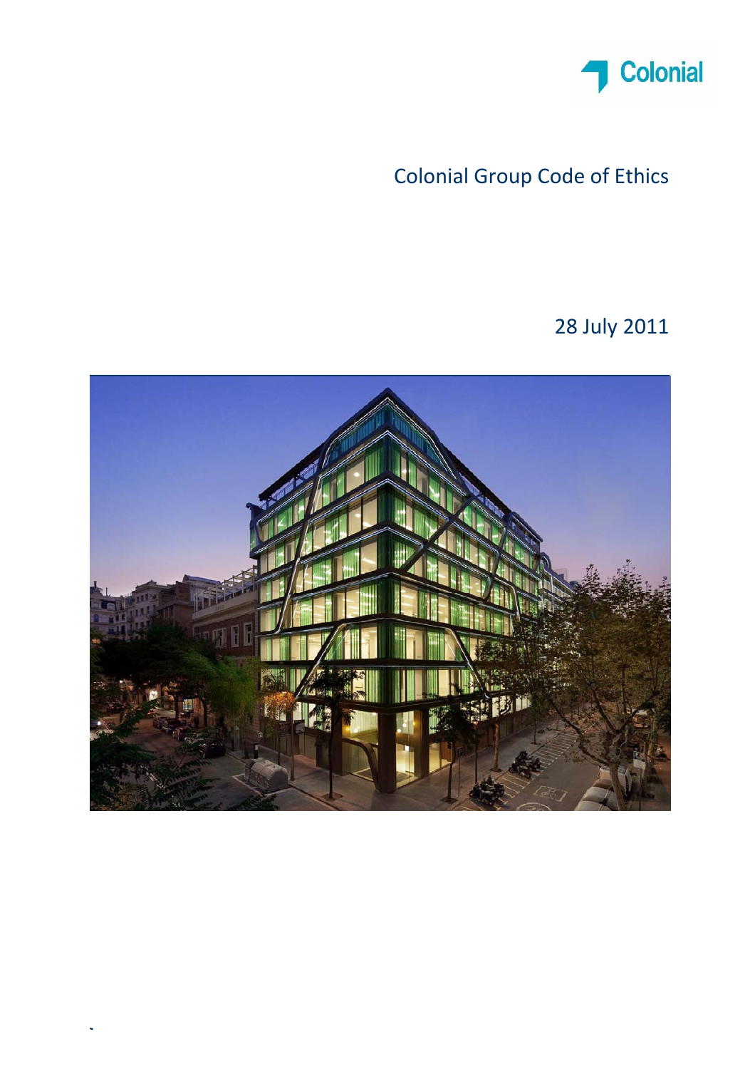Colonial

# Colonial Group Code of Ethics

28 July 2011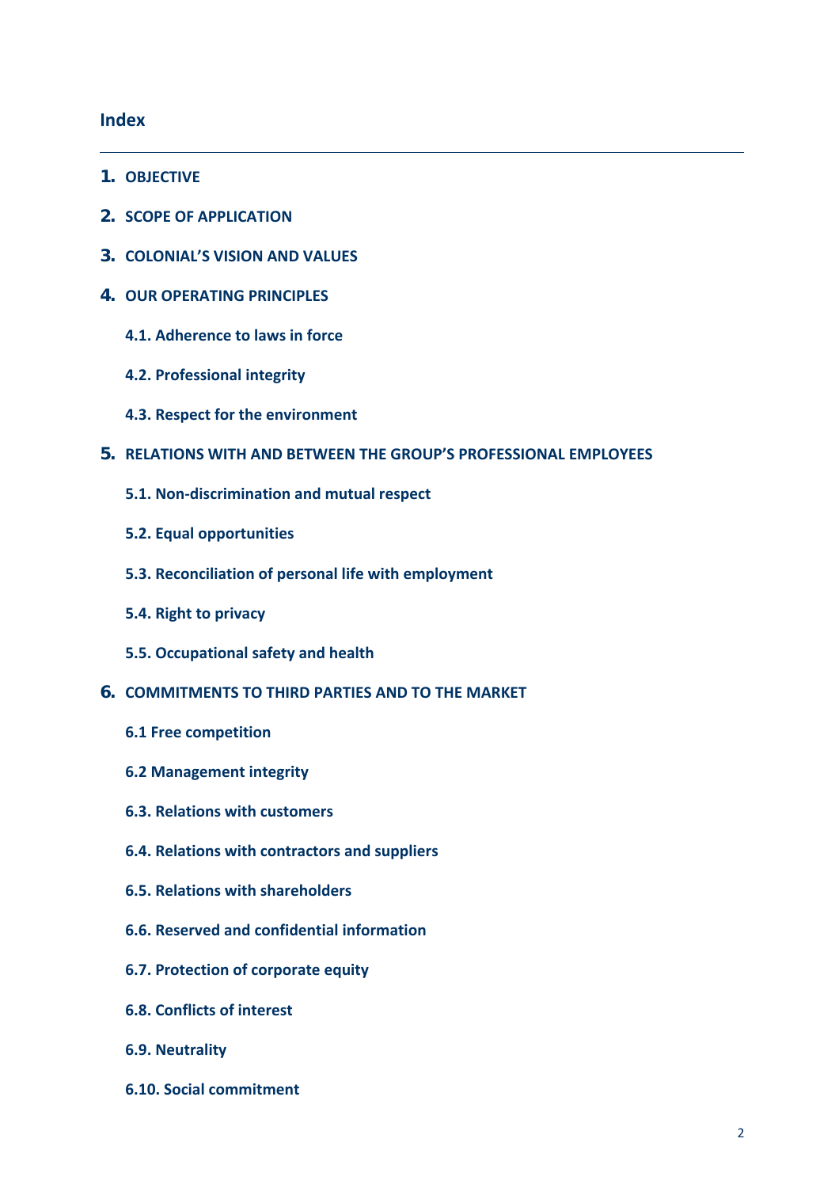## Index

1. **OBJECTIVE**
2. **SCOPE OF APPLICATION**
3. **COLONIAL'S VISION AND VALUES**
4. **OUR OPERATING PRINCIPLES**
   - **4.1. Adherence to laws in force**
   - **4.2. Professional integrity**
   - **4.3. Respect for the environment**
5. **RELATIONS WITH AND BETWEEN THE GROUP'S PROFESSIONAL EMPLOYEES**
   - **5.1. Non-discrimination and mutual respect**
   - **5.2. Equal opportunities**
   - **5.3. Reconciliation of personal life with employment**
   - **5.4. Right to privacy**
   - **5.5. Occupational safety and health**
6. **COMMITMENTS TO THIRD PARTIES AND TO THE MARKET**
   - **6.1 Free competition**
   - **6.2 Management integrity**
   - **6.3. Relations with customers**
   - **6.4. Relations with contractors and suppliers**
   - **6.5. Relations with shareholders**
   - **6.6. Reserved and confidential information**
   - **6.7. Protection of corporate equity**
   - **6.8. Conflicts of interest**
   - **6.9. Neutrality**
   - **6.10. Social commitment**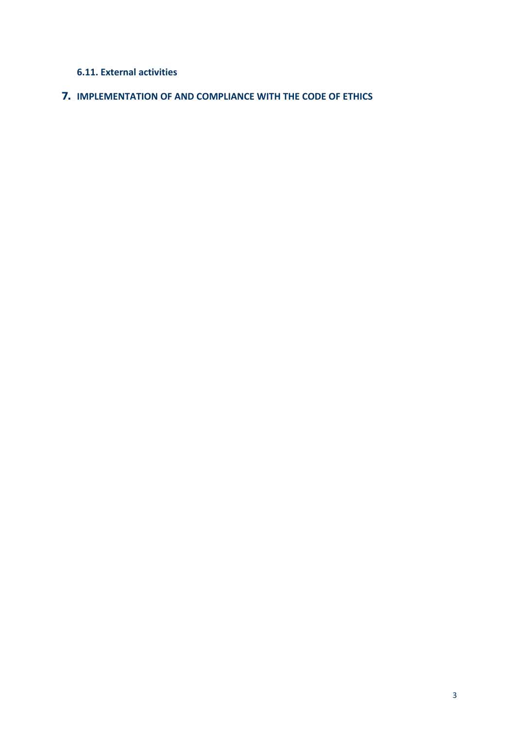### 6.11. External activities

## 7. IMPLEMENTATION OF AND COMPLIANCE WITH THE CODE OF ETHICS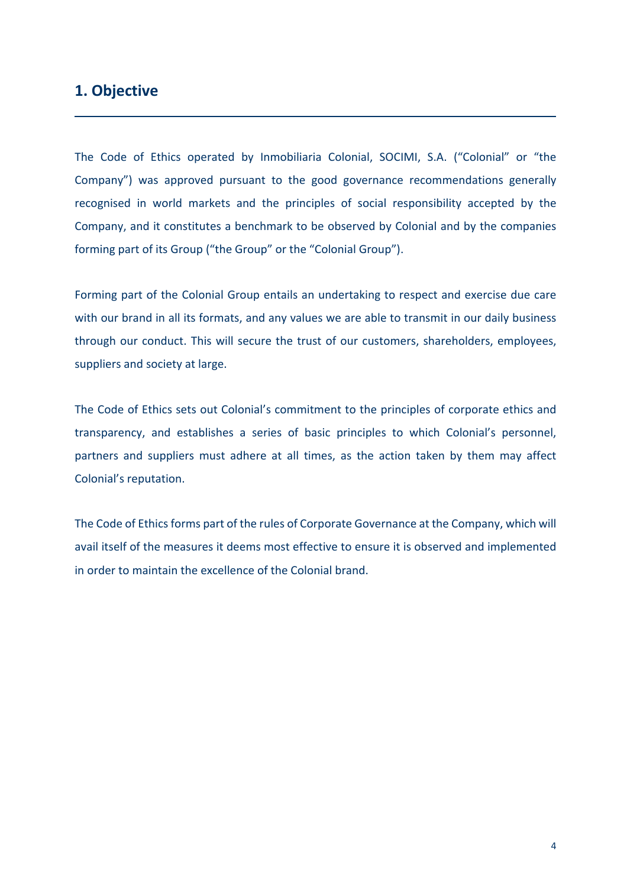## 1. Objective

The Code of Ethics operated by Inmobiliaria Colonial, SOCIMI, S.A. ("Colonial" or "the Company") was approved pursuant to the good governance recommendations generally recognised in world markets and the principles of social responsibility accepted by the Company, and it constitutes a benchmark to be observed by Colonial and by the companies forming part of its Group ("the Group" or the "Colonial Group").

Forming part of the Colonial Group entails an undertaking to respect and exercise due care with our brand in all its formats, and any values we are able to transmit in our daily business through our conduct. This will secure the trust of our customers, shareholders, employees, suppliers and society at large.

The Code of Ethics sets out Colonial's commitment to the principles of corporate ethics and transparency, and establishes a series of basic principles to which Colonial's personnel, partners and suppliers must adhere at all times, as the action taken by them may affect Colonial's reputation.

The Code of Ethics forms part of the rules of Corporate Governance at the Company, which will avail itself of the measures it deems most effective to ensure it is observed and implemented in order to maintain the excellence of the Colonial brand.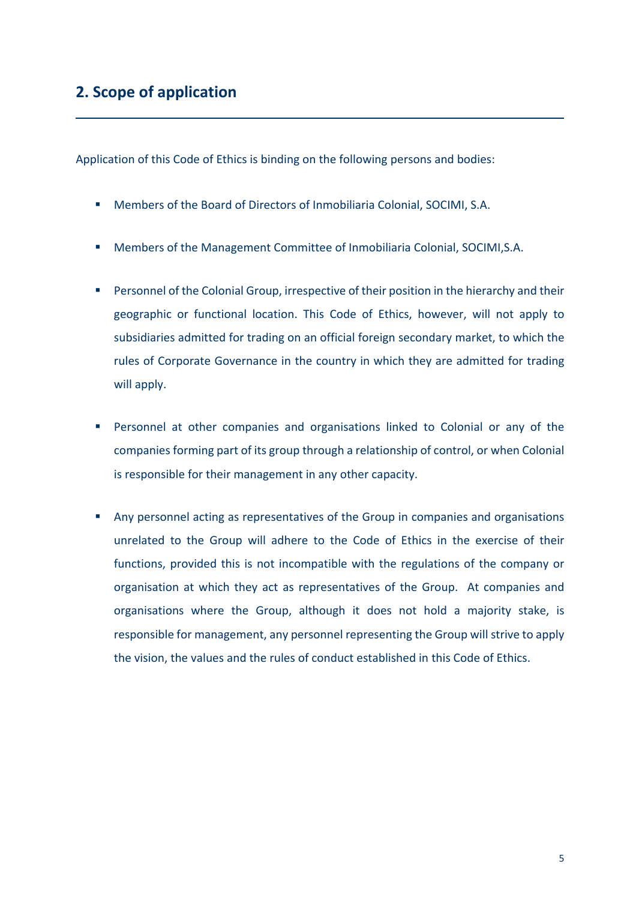## 2. Scope of application

Application of this Code of Ethics is binding on the following persons and bodies:

- Members of the Board of Directors of Inmobiliaria Colonial, SOCIMI, S.A.
- Members of the Management Committee of Inmobiliaria Colonial, SOCIMI,S.A.
- Personnel of the Colonial Group, irrespective of their position in the hierarchy and their geographic or functional location. This Code of Ethics, however, will not apply to subsidiaries admitted for trading on an official foreign secondary market, to which the rules of Corporate Governance in the country in which they are admitted for trading will apply.
- Personnel at other companies and organisations linked to Colonial or any of the companies forming part of its group through a relationship of control, or when Colonial is responsible for their management in any other capacity.
- Any personnel acting as representatives of the Group in companies and organisations unrelated to the Group will adhere to the Code of Ethics in the exercise of their functions, provided this is not incompatible with the regulations of the company or organisation at which they act as representatives of the Group. At companies and organisations where the Group, although it does not hold a majority stake, is responsible for management, any personnel representing the Group will strive to apply the vision, the values and the rules of conduct established in this Code of Ethics.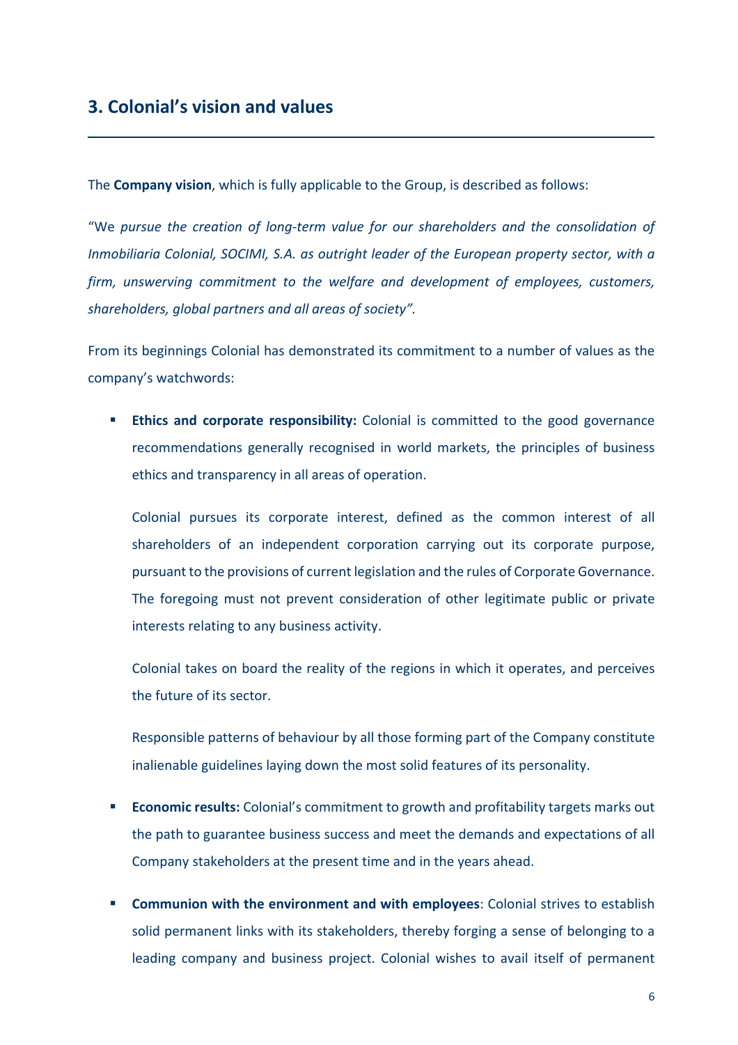## 3. Colonial's vision and values

The **Company vision**, which is fully applicable to the Group, is described as follows:

"We *pursue the creation of long-term value for our shareholders and the consolidation of Inmobiliaria Colonial, SOCIMI, S.A. as outright leader of the European property sector, with a firm, unswerving commitment to the welfare and development of employees, customers, shareholders, global partners and all areas of society".*

From its beginnings Colonial has demonstrated its commitment to a number of values as the company's watchwords:

- **Ethics and corporate responsibility:** Colonial is committed to the good governance recommendations generally recognised in world markets, the principles of business ethics and transparency in all areas of operation.

  Colonial pursues its corporate interest, defined as the common interest of all shareholders of an independent corporation carrying out its corporate purpose, pursuant to the provisions of current legislation and the rules of Corporate Governance. The foregoing must not prevent consideration of other legitimate public or private interests relating to any business activity.

  Colonial takes on board the reality of the regions in which it operates, and perceives the future of its sector.

  Responsible patterns of behaviour by all those forming part of the Company constitute inalienable guidelines laying down the most solid features of its personality.

- **Economic results:** Colonial's commitment to growth and profitability targets marks out the path to guarantee business success and meet the demands and expectations of all Company stakeholders at the present time and in the years ahead.

- **Communion with the environment and with employees**: Colonial strives to establish solid permanent links with its stakeholders, thereby forging a sense of belonging to a leading company and business project. Colonial wishes to avail itself of permanent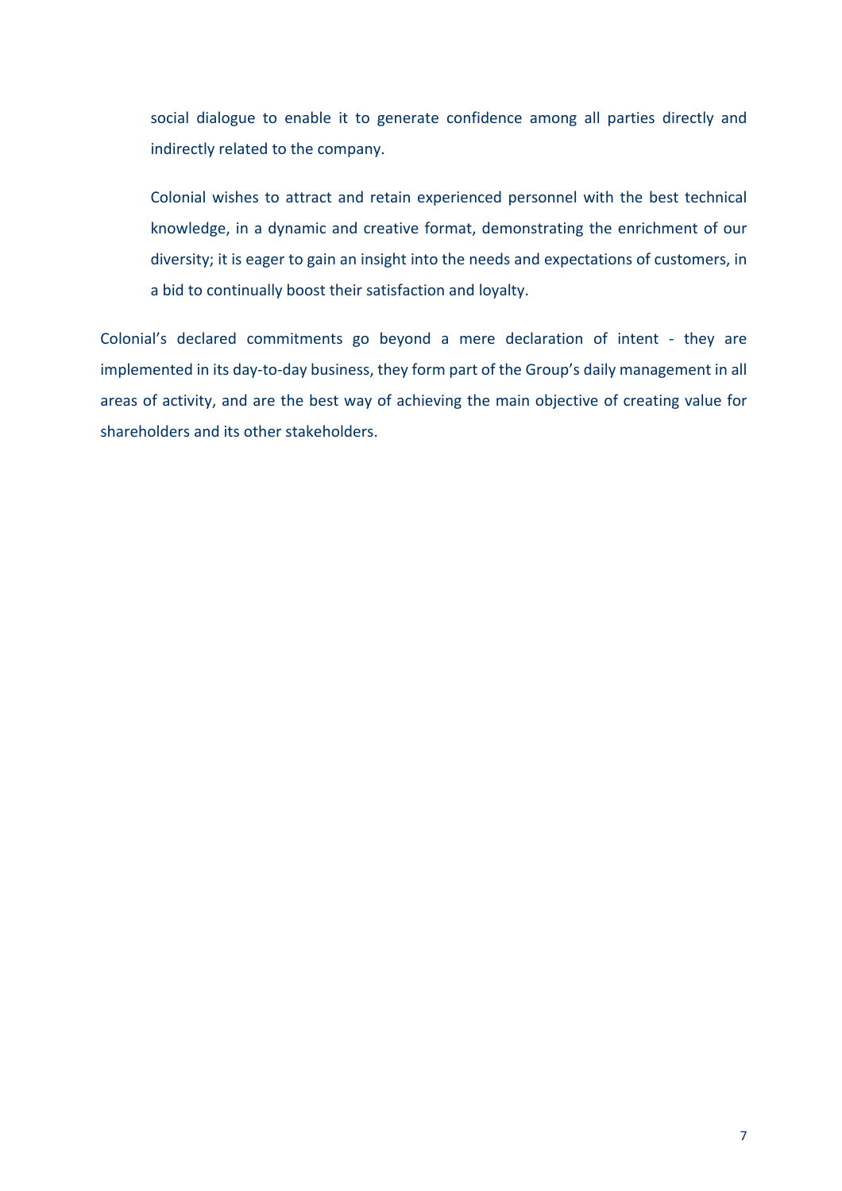social dialogue to enable it to generate confidence among all parties directly and indirectly related to the company.

Colonial wishes to attract and retain experienced personnel with the best technical knowledge, in a dynamic and creative format, demonstrating the enrichment of our diversity; it is eager to gain an insight into the needs and expectations of customers, in a bid to continually boost their satisfaction and loyalty.

Colonial's declared commitments go beyond a mere declaration of intent - they are implemented in its day-to-day business, they form part of the Group's daily management in all areas of activity, and are the best way of achieving the main objective of creating value for shareholders and its other stakeholders.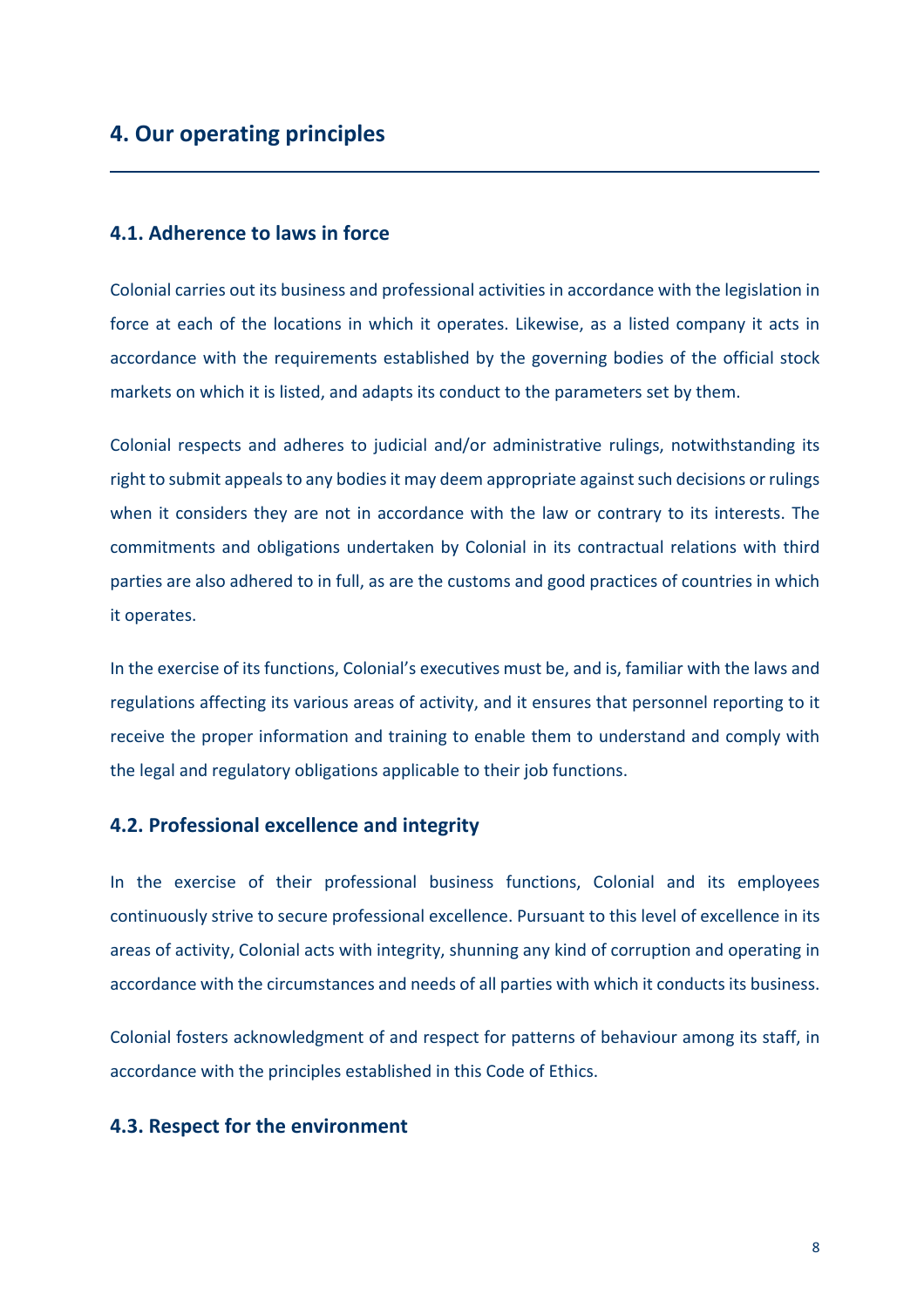# 4. Our operating principles

## 4.1. Adherence to laws in force

Colonial carries out its business and professional activities in accordance with the legislation in force at each of the locations in which it operates. Likewise, as a listed company it acts in accordance with the requirements established by the governing bodies of the official stock markets on which it is listed, and adapts its conduct to the parameters set by them.

Colonial respects and adheres to judicial and/or administrative rulings, notwithstanding its right to submit appeals to any bodies it may deem appropriate against such decisions or rulings when it considers they are not in accordance with the law or contrary to its interests. The commitments and obligations undertaken by Colonial in its contractual relations with third parties are also adhered to in full, as are the customs and good practices of countries in which it operates.

In the exercise of its functions, Colonial's executives must be, and is, familiar with the laws and regulations affecting its various areas of activity, and it ensures that personnel reporting to it receive the proper information and training to enable them to understand and comply with the legal and regulatory obligations applicable to their job functions.

## 4.2. Professional excellence and integrity

In the exercise of their professional business functions, Colonial and its employees continuously strive to secure professional excellence. Pursuant to this level of excellence in its areas of activity, Colonial acts with integrity, shunning any kind of corruption and operating in accordance with the circumstances and needs of all parties with which it conducts its business.

Colonial fosters acknowledgment of and respect for patterns of behaviour among its staff, in accordance with the principles established in this Code of Ethics.

## 4.3. Respect for the environment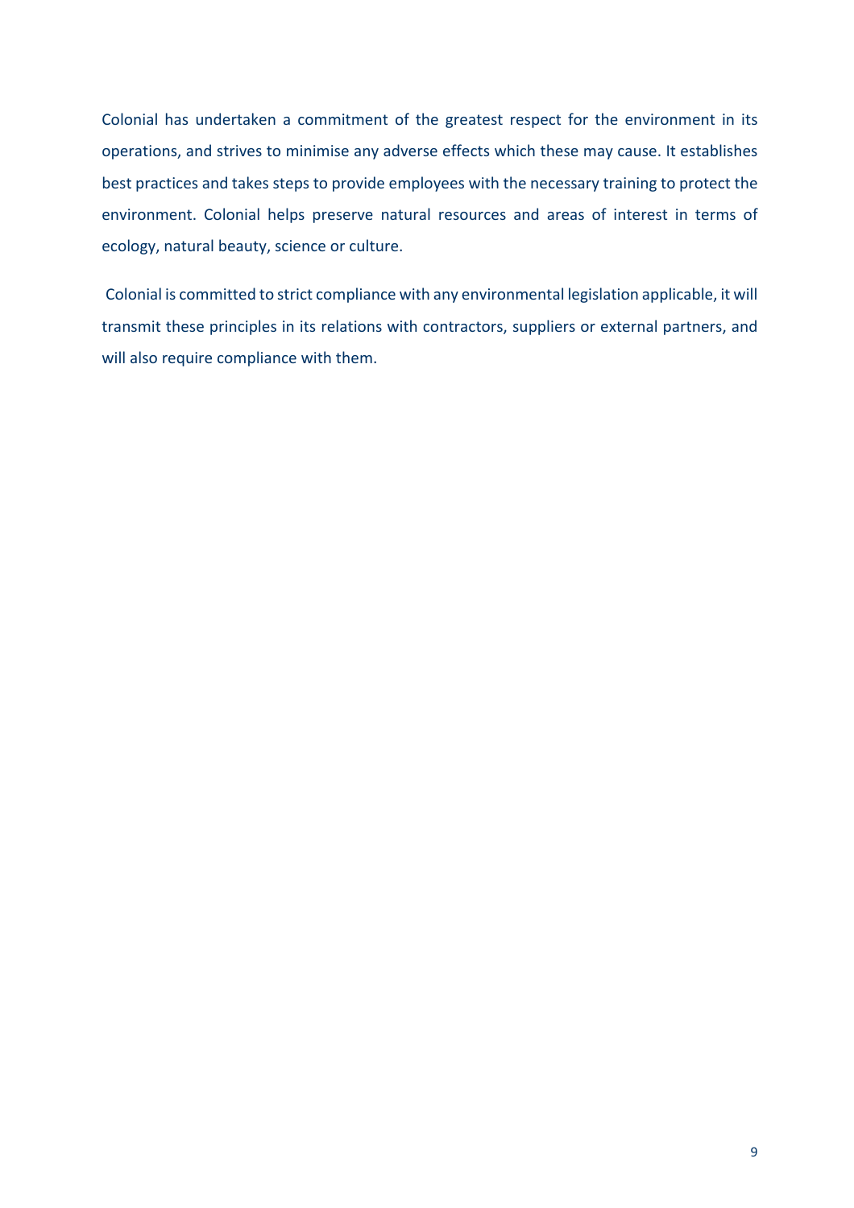Colonial has undertaken a commitment of the greatest respect for the environment in its operations, and strives to minimise any adverse effects which these may cause. It establishes best practices and takes steps to provide employees with the necessary training to protect the environment. Colonial helps preserve natural resources and areas of interest in terms of ecology, natural beauty, science or culture.

Colonial is committed to strict compliance with any environmental legislation applicable, it will transmit these principles in its relations with contractors, suppliers or external partners, and will also require compliance with them.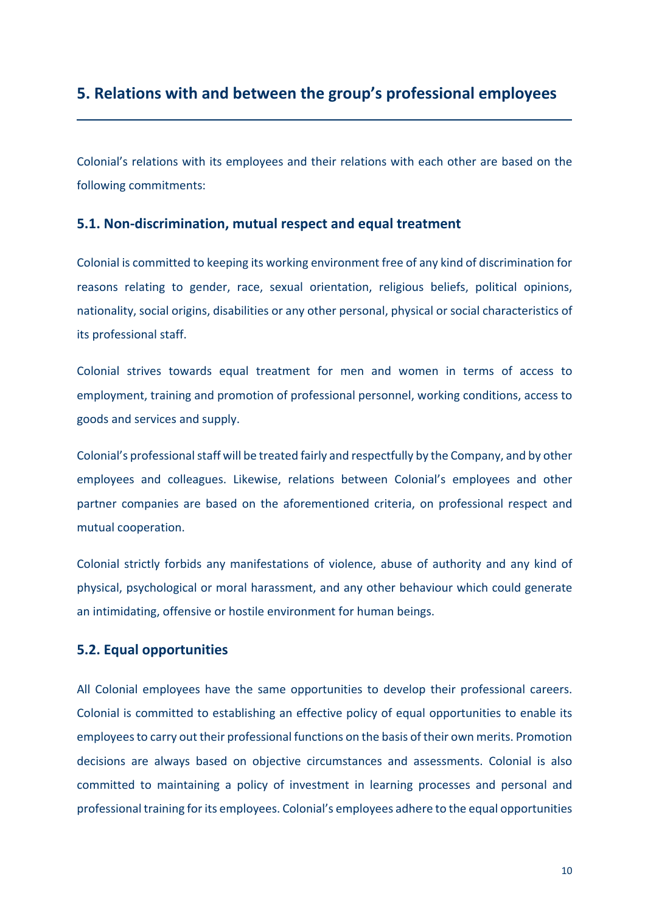## 5. Relations with and between the group's professional employees

Colonial's relations with its employees and their relations with each other are based on the following commitments:

### 5.1. Non-discrimination, mutual respect and equal treatment

Colonial is committed to keeping its working environment free of any kind of discrimination for reasons relating to gender, race, sexual orientation, religious beliefs, political opinions, nationality, social origins, disabilities or any other personal, physical or social characteristics of its professional staff.

Colonial strives towards equal treatment for men and women in terms of access to employment, training and promotion of professional personnel, working conditions, access to goods and services and supply.

Colonial's professional staff will be treated fairly and respectfully by the Company, and by other employees and colleagues. Likewise, relations between Colonial's employees and other partner companies are based on the aforementioned criteria, on professional respect and mutual cooperation.

Colonial strictly forbids any manifestations of violence, abuse of authority and any kind of physical, psychological or moral harassment, and any other behaviour which could generate an intimidating, offensive or hostile environment for human beings.

### 5.2. Equal opportunities

All Colonial employees have the same opportunities to develop their professional careers. Colonial is committed to establishing an effective policy of equal opportunities to enable its employees to carry out their professional functions on the basis of their own merits. Promotion decisions are always based on objective circumstances and assessments. Colonial is also committed to maintaining a policy of investment in learning processes and personal and professional training for its employees. Colonial's employees adhere to the equal opportunities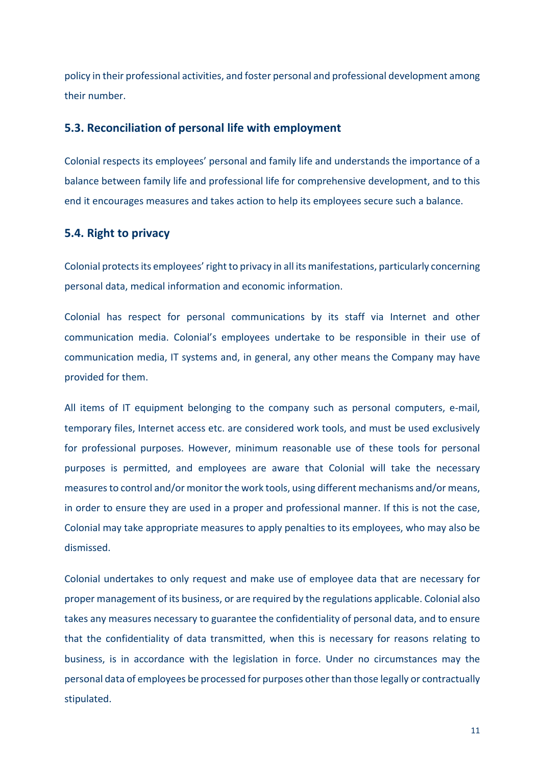policy in their professional activities, and foster personal and professional development among their number.

### 5.3. Reconciliation of personal life with employment

Colonial respects its employees' personal and family life and understands the importance of a balance between family life and professional life for comprehensive development, and to this end it encourages measures and takes action to help its employees secure such a balance.

### 5.4. Right to privacy

Colonial protects its employees' right to privacy in all its manifestations, particularly concerning personal data, medical information and economic information.

Colonial has respect for personal communications by its staff via Internet and other communication media. Colonial's employees undertake to be responsible in their use of communication media, IT systems and, in general, any other means the Company may have provided for them.

All items of IT equipment belonging to the company such as personal computers, e-mail, temporary files, Internet access etc. are considered work tools, and must be used exclusively for professional purposes. However, minimum reasonable use of these tools for personal purposes is permitted, and employees are aware that Colonial will take the necessary measures to control and/or monitor the work tools, using different mechanisms and/or means, in order to ensure they are used in a proper and professional manner. If this is not the case, Colonial may take appropriate measures to apply penalties to its employees, who may also be dismissed.

Colonial undertakes to only request and make use of employee data that are necessary for proper management of its business, or are required by the regulations applicable. Colonial also takes any measures necessary to guarantee the confidentiality of personal data, and to ensure that the confidentiality of data transmitted, when this is necessary for reasons relating to business, is in accordance with the legislation in force. Under no circumstances may the personal data of employees be processed for purposes other than those legally or contractually stipulated.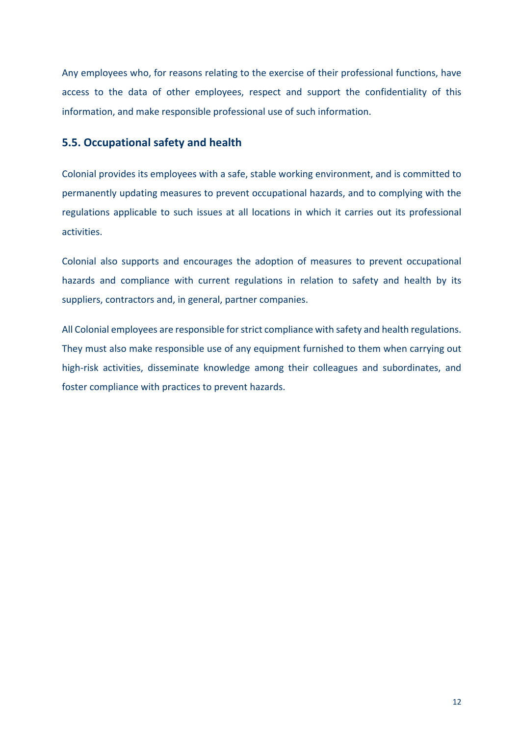Any employees who, for reasons relating to the exercise of their professional functions, have access to the data of other employees, respect and support the confidentiality of this information, and make responsible professional use of such information.

## 5.5. Occupational safety and health

Colonial provides its employees with a safe, stable working environment, and is committed to permanently updating measures to prevent occupational hazards, and to complying with the regulations applicable to such issues at all locations in which it carries out its professional activities.

Colonial also supports and encourages the adoption of measures to prevent occupational hazards and compliance with current regulations in relation to safety and health by its suppliers, contractors and, in general, partner companies.

All Colonial employees are responsible for strict compliance with safety and health regulations. They must also make responsible use of any equipment furnished to them when carrying out high-risk activities, disseminate knowledge among their colleagues and subordinates, and foster compliance with practices to prevent hazards.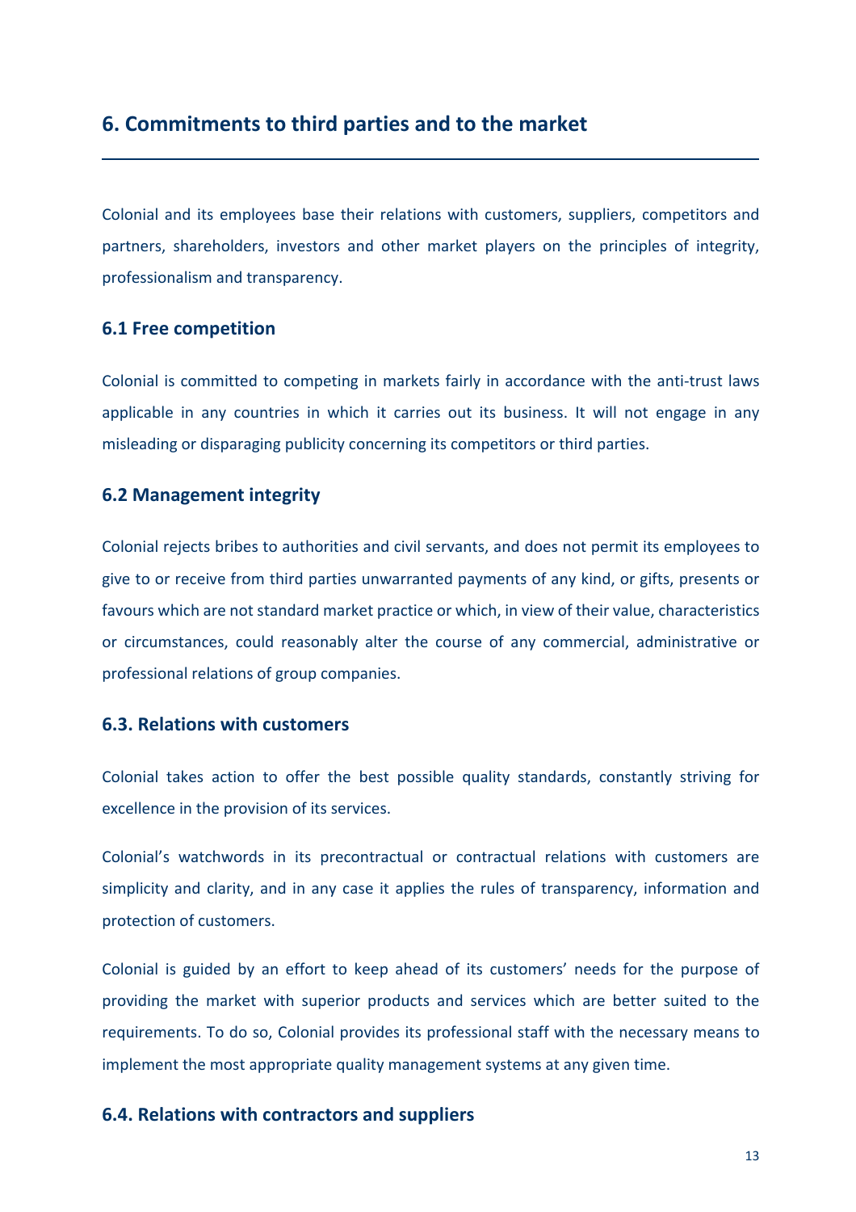## 6. Commitments to third parties and to the market

Colonial and its employees base their relations with customers, suppliers, competitors and partners, shareholders, investors and other market players on the principles of integrity, professionalism and transparency.

### 6.1 Free competition

Colonial is committed to competing in markets fairly in accordance with the anti-trust laws applicable in any countries in which it carries out its business. It will not engage in any misleading or disparaging publicity concerning its competitors or third parties.

### 6.2 Management integrity

Colonial rejects bribes to authorities and civil servants, and does not permit its employees to give to or receive from third parties unwarranted payments of any kind, or gifts, presents or favours which are not standard market practice or which, in view of their value, characteristics or circumstances, could reasonably alter the course of any commercial, administrative or professional relations of group companies.

### 6.3. Relations with customers

Colonial takes action to offer the best possible quality standards, constantly striving for excellence in the provision of its services.

Colonial's watchwords in its precontractual or contractual relations with customers are simplicity and clarity, and in any case it applies the rules of transparency, information and protection of customers.

Colonial is guided by an effort to keep ahead of its customers' needs for the purpose of providing the market with superior products and services which are better suited to the requirements. To do so, Colonial provides its professional staff with the necessary means to implement the most appropriate quality management systems at any given time.

### 6.4. Relations with contractors and suppliers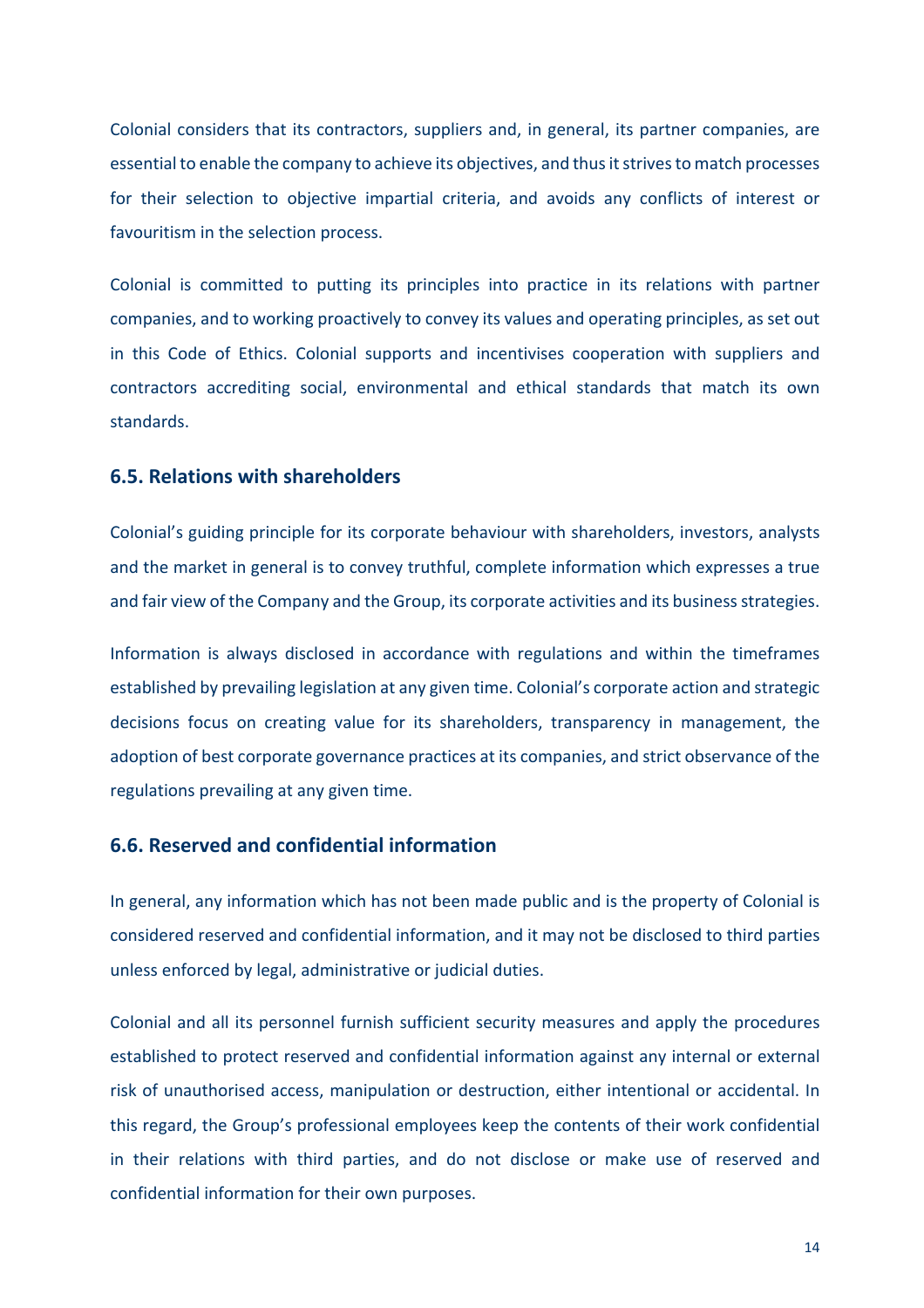Colonial considers that its contractors, suppliers and, in general, its partner companies, are essential to enable the company to achieve its objectives, and thus it strives to match processes for their selection to objective impartial criteria, and avoids any conflicts of interest or favouritism in the selection process.

Colonial is committed to putting its principles into practice in its relations with partner companies, and to working proactively to convey its values and operating principles, as set out in this Code of Ethics. Colonial supports and incentivises cooperation with suppliers and contractors accrediting social, environmental and ethical standards that match its own standards.

### 6.5. Relations with shareholders

Colonial's guiding principle for its corporate behaviour with shareholders, investors, analysts and the market in general is to convey truthful, complete information which expresses a true and fair view of the Company and the Group, its corporate activities and its business strategies.

Information is always disclosed in accordance with regulations and within the timeframes established by prevailing legislation at any given time. Colonial's corporate action and strategic decisions focus on creating value for its shareholders, transparency in management, the adoption of best corporate governance practices at its companies, and strict observance of the regulations prevailing at any given time.

### 6.6. Reserved and confidential information

In general, any information which has not been made public and is the property of Colonial is considered reserved and confidential information, and it may not be disclosed to third parties unless enforced by legal, administrative or judicial duties.

Colonial and all its personnel furnish sufficient security measures and apply the procedures established to protect reserved and confidential information against any internal or external risk of unauthorised access, manipulation or destruction, either intentional or accidental. In this regard, the Group's professional employees keep the contents of their work confidential in their relations with third parties, and do not disclose or make use of reserved and confidential information for their own purposes.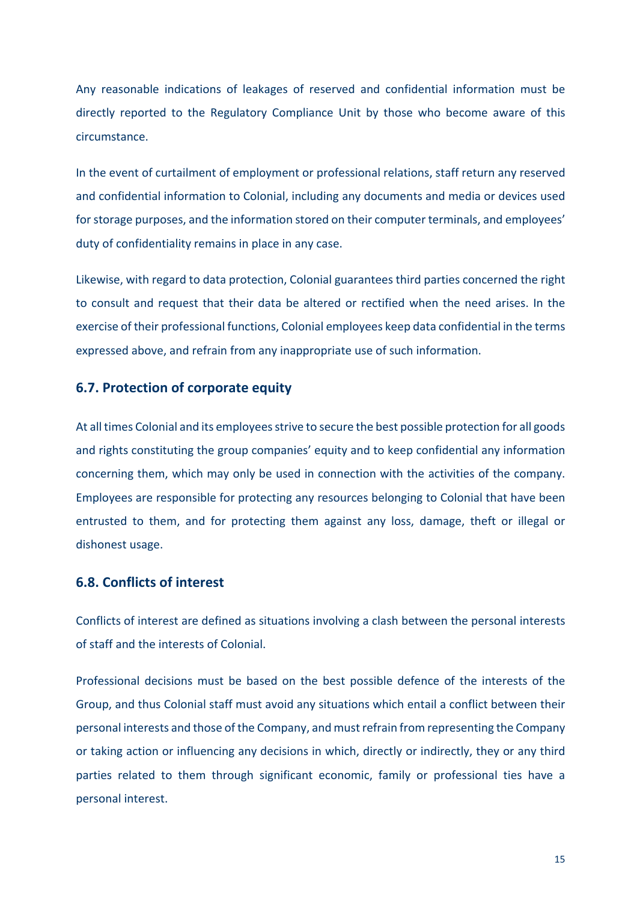Any reasonable indications of leakages of reserved and confidential information must be directly reported to the Regulatory Compliance Unit by those who become aware of this circumstance.

In the event of curtailment of employment or professional relations, staff return any reserved and confidential information to Colonial, including any documents and media or devices used for storage purposes, and the information stored on their computer terminals, and employees' duty of confidentiality remains in place in any case.

Likewise, with regard to data protection, Colonial guarantees third parties concerned the right to consult and request that their data be altered or rectified when the need arises. In the exercise of their professional functions, Colonial employees keep data confidential in the terms expressed above, and refrain from any inappropriate use of such information.

## 6.7. Protection of corporate equity

At all times Colonial and its employees strive to secure the best possible protection for all goods and rights constituting the group companies' equity and to keep confidential any information concerning them, which may only be used in connection with the activities of the company. Employees are responsible for protecting any resources belonging to Colonial that have been entrusted to them, and for protecting them against any loss, damage, theft or illegal or dishonest usage.

## 6.8. Conflicts of interest

Conflicts of interest are defined as situations involving a clash between the personal interests of staff and the interests of Colonial.

Professional decisions must be based on the best possible defence of the interests of the Group, and thus Colonial staff must avoid any situations which entail a conflict between their personal interests and those of the Company, and must refrain from representing the Company or taking action or influencing any decisions in which, directly or indirectly, they or any third parties related to them through significant economic, family or professional ties have a personal interest.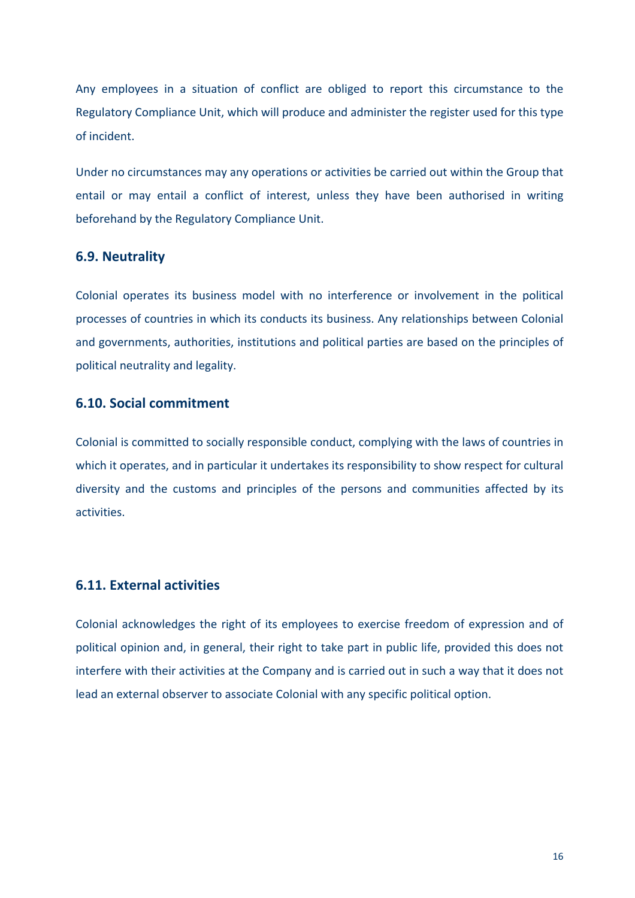Any employees in a situation of conflict are obliged to report this circumstance to the Regulatory Compliance Unit, which will produce and administer the register used for this type of incident.

Under no circumstances may any operations or activities be carried out within the Group that entail or may entail a conflict of interest, unless they have been authorised in writing beforehand by the Regulatory Compliance Unit.

### 6.9. Neutrality

Colonial operates its business model with no interference or involvement in the political processes of countries in which its conducts its business. Any relationships between Colonial and governments, authorities, institutions and political parties are based on the principles of political neutrality and legality.

### 6.10. Social commitment

Colonial is committed to socially responsible conduct, complying with the laws of countries in which it operates, and in particular it undertakes its responsibility to show respect for cultural diversity and the customs and principles of the persons and communities affected by its activities.

### 6.11. External activities

Colonial acknowledges the right of its employees to exercise freedom of expression and of political opinion and, in general, their right to take part in public life, provided this does not interfere with their activities at the Company and is carried out in such a way that it does not lead an external observer to associate Colonial with any specific political option.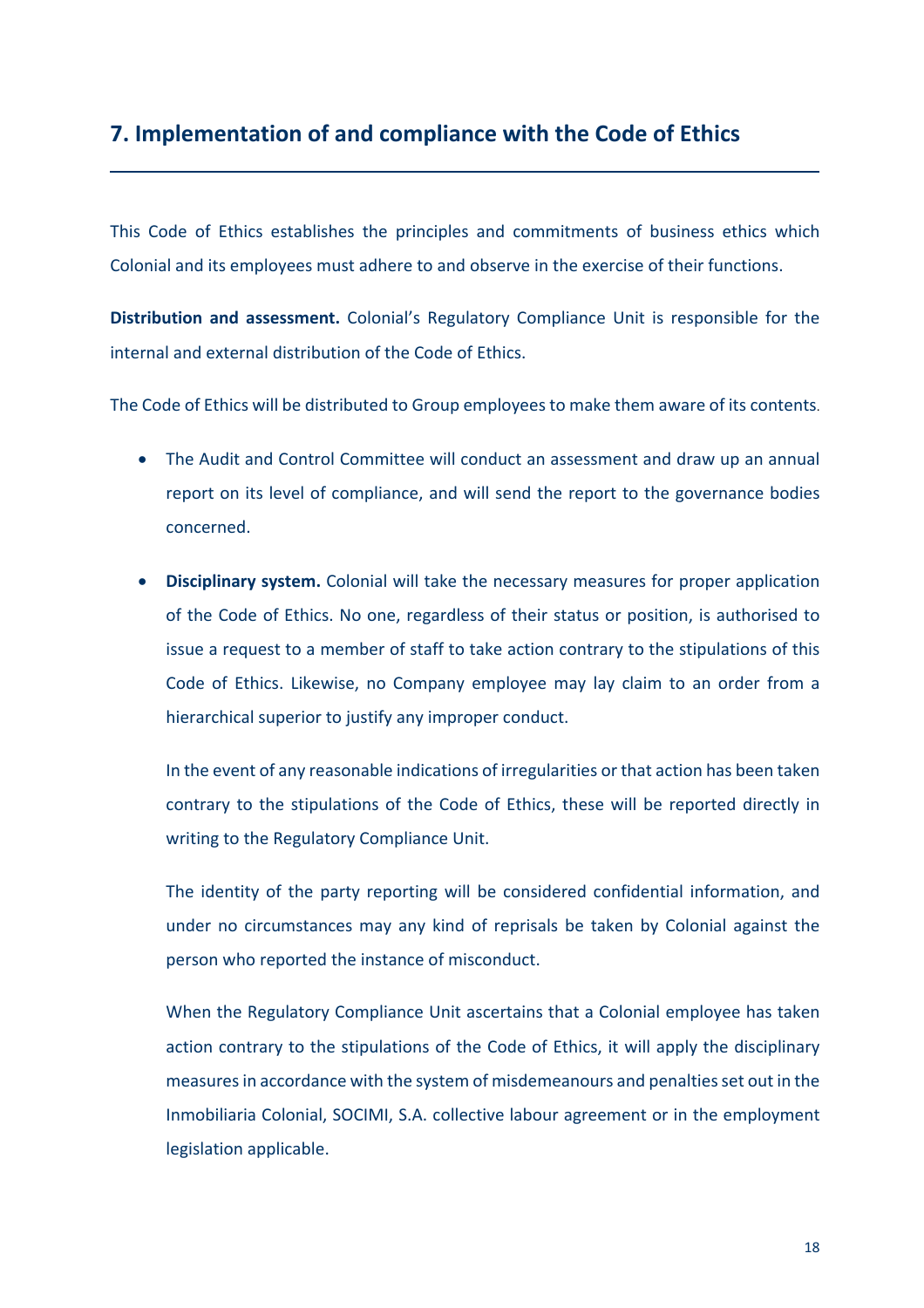## 7. Implementation of and compliance with the Code of Ethics

This Code of Ethics establishes the principles and commitments of business ethics which Colonial and its employees must adhere to and observe in the exercise of their functions.

**Distribution and assessment.** Colonial's Regulatory Compliance Unit is responsible for the internal and external distribution of the Code of Ethics.

The Code of Ethics will be distributed to Group employees to make them aware of its contents.

- The Audit and Control Committee will conduct an assessment and draw up an annual report on its level of compliance, and will send the report to the governance bodies concerned.

- **Disciplinary system.** Colonial will take the necessary measures for proper application of the Code of Ethics. No one, regardless of their status or position, is authorised to issue a request to a member of staff to take action contrary to the stipulations of this Code of Ethics. Likewise, no Company employee may lay claim to an order from a hierarchical superior to justify any improper conduct.

  In the event of any reasonable indications of irregularities or that action has been taken contrary to the stipulations of the Code of Ethics, these will be reported directly in writing to the Regulatory Compliance Unit.

  The identity of the party reporting will be considered confidential information, and under no circumstances may any kind of reprisals be taken by Colonial against the person who reported the instance of misconduct.

  When the Regulatory Compliance Unit ascertains that a Colonial employee has taken action contrary to the stipulations of the Code of Ethics, it will apply the disciplinary measures in accordance with the system of misdemeanours and penalties set out in the Inmobiliaria Colonial, SOCIMI, S.A. collective labour agreement or in the employment legislation applicable.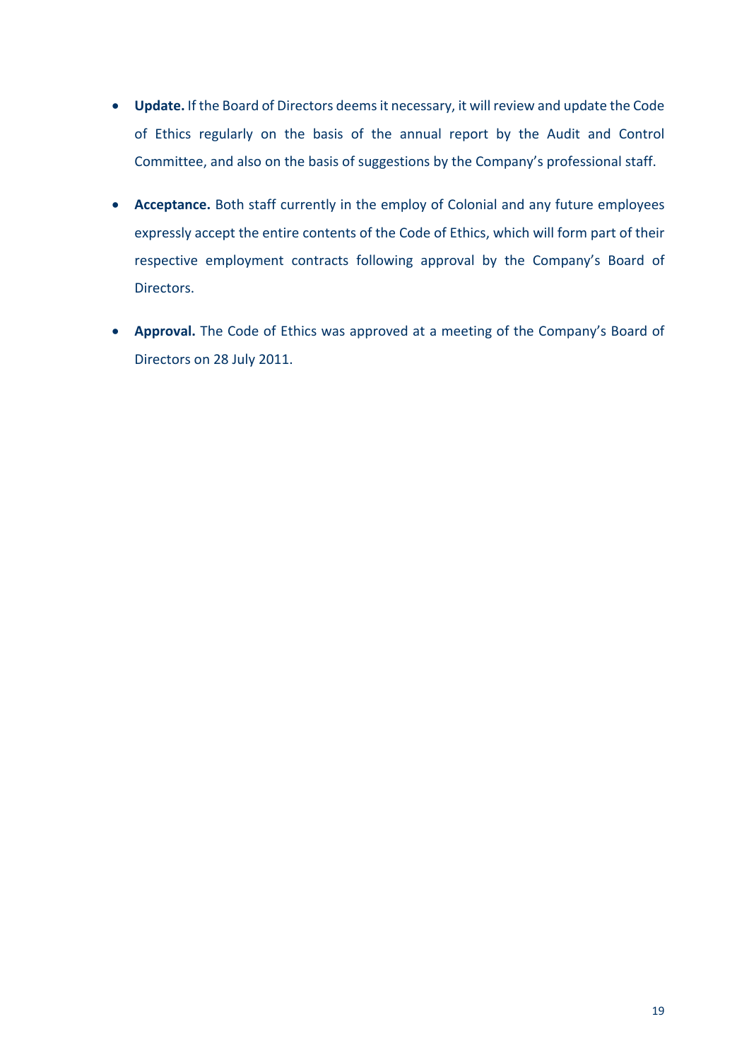- **Update.** If the Board of Directors deems it necessary, it will review and update the Code of Ethics regularly on the basis of the annual report by the Audit and Control Committee, and also on the basis of suggestions by the Company's professional staff.

- **Acceptance.** Both staff currently in the employ of Colonial and any future employees expressly accept the entire contents of the Code of Ethics, which will form part of their respective employment contracts following approval by the Company's Board of Directors.

- **Approval.** The Code of Ethics was approved at a meeting of the Company's Board of Directors on 28 July 2011.